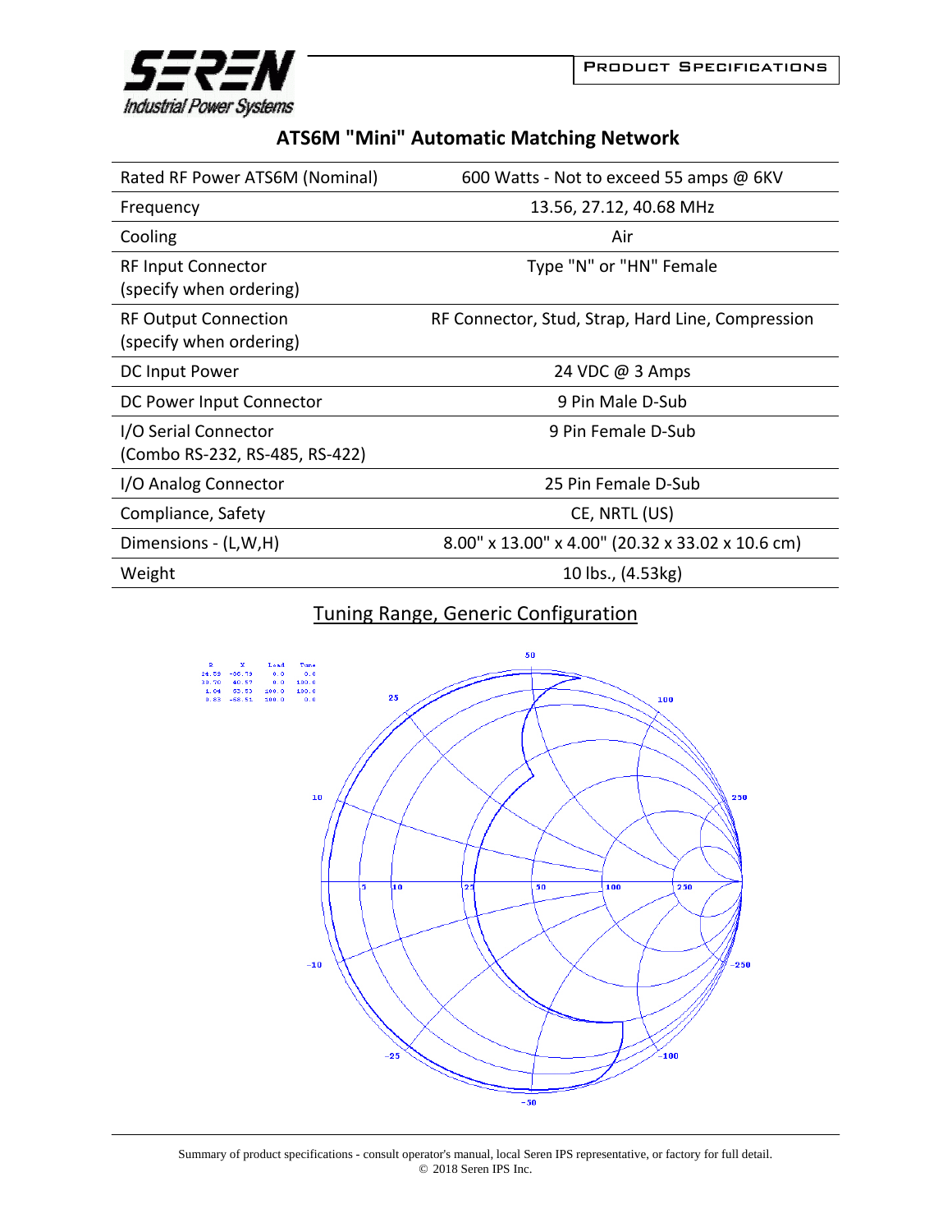# ATS6M "Mini" Automatic Matching Network

| | |
|---|---|
| Rated RF Power ATS6M (Nominal) | 600 Watts - Not to exceed 55 amps @ 6KV |
| Frequency | 13.56, 27.12, 40.68 MHz |
| Cooling | Air |
| RF Input Connector (specify when ordering) | Type "N" or "HN" Female |
| RF Output Connection (specify when ordering) | RF Connector, Stud, Strap, Hard Line, Compression |
| DC Input Power | 24 VDC @ 3 Amps |
| DC Power Input Connector | 9 Pin Male D-Sub |
| I/O Serial Connector (Combo RS-232, RS-485, RS-422) | 9 Pin Female D-Sub |
| I/O Analog Connector | 25 Pin Female D-Sub |
| Compliance, Safety | CE, NRTL (US) |
| Dimensions - (L,W,H) | 8.00" x 13.00" x 4.00" (20.32 x 33.02 x 10.6 cm) |
| Weight | 10 lbs., (4.53kg) |

## Tuning Range, Generic Configuration

| R | X | Load | Tune |
|---|---|---|---|
| 24.58 | -56.79 | 0.0 | 0.0 |
| 30.70 | 40.57 | 0.0 | 100.0 |
| 1.04 | 65.53 | 100.0 | 100.0 |
| 0.83 | -58.51 | 100.0 | 0.0 |

Summary of product specifications - consult operator's manual, local Seren IPS representative, or factory for full detail.
© 2018 Seren IPS Inc.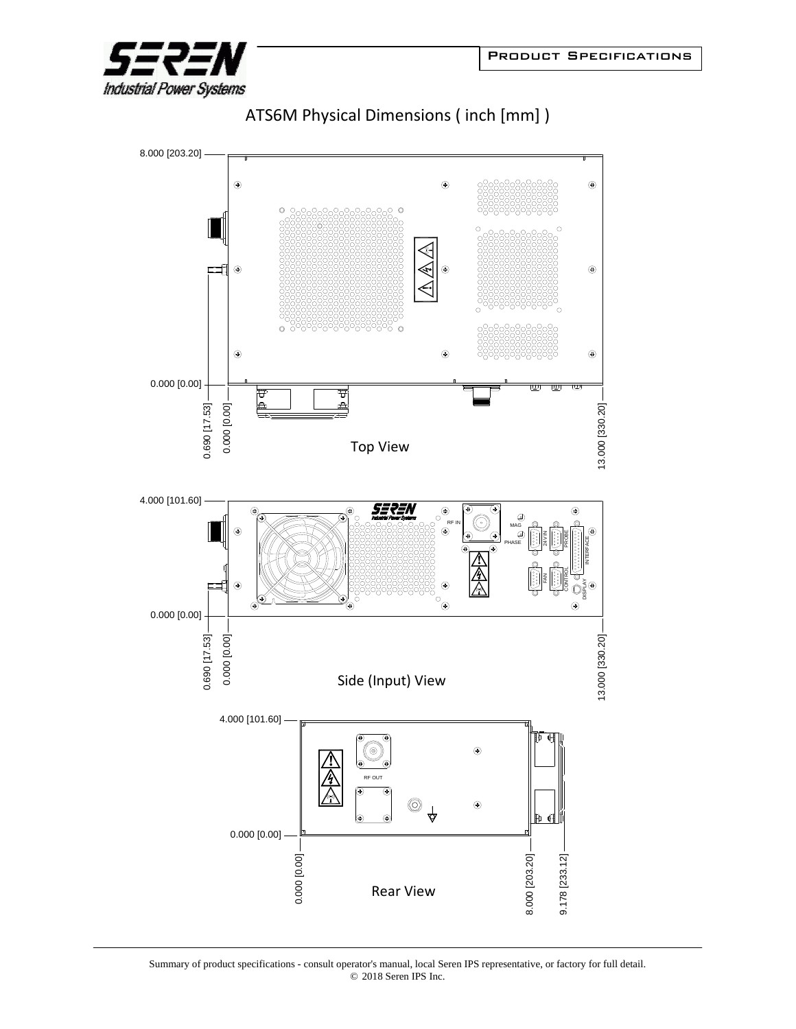# ATS6M Physical Dimensions ( inch [mm] )

8.000 [203.20]

0.000 [0.00]

0.690 [17.53]

0.000 [0.00]

13.000 [330.20]

Top View

4.000 [101.60]

0.000 [0.00]

RF IN

MAG

PHASE

24 VIN

PROBE

INTERFACE

FAN

CONTROL

DISPLAY

0.690 [17.53]

0.000 [0.00]

13.000 [330.20]

Side (Input) View

4.000 [101.60]

RF OUT

0.000 [0.00]

0.000 [0.00]

8.000 [203.20]

9.178 [233.12]

Rear View

Summary of product specifications - consult operator's manual, local Seren IPS representative, or factory for full detail.
© 2018 Seren IPS Inc.